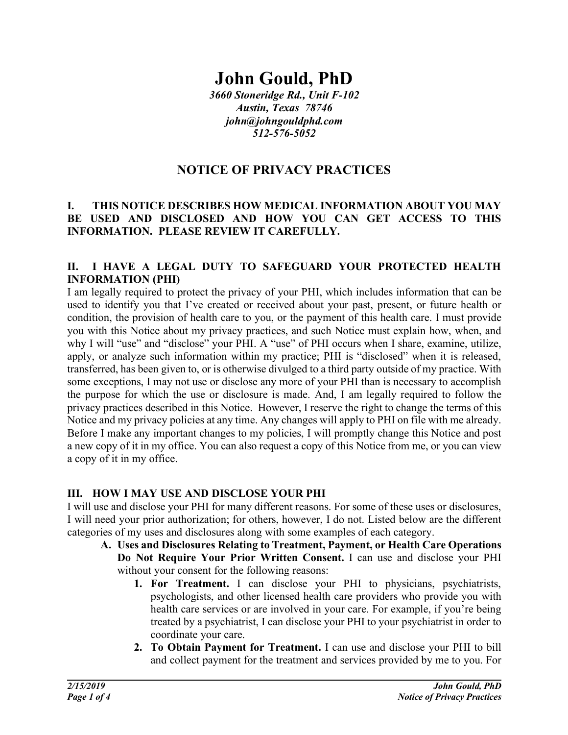# John Gould, PhD

*3660 Stoneridge Rd., Unit F-102*
*Austin, Texas 78746*
*john@johngouldphd.com*
*512-576-5052*

## NOTICE OF PRIVACY PRACTICES

### I. THIS NOTICE DESCRIBES HOW MEDICAL INFORMATION ABOUT YOU MAY BE USED AND DISCLOSED AND HOW YOU CAN GET ACCESS TO THIS INFORMATION. PLEASE REVIEW IT CAREFULLY.

### II. I HAVE A LEGAL DUTY TO SAFEGUARD YOUR PROTECTED HEALTH INFORMATION (PHI)

I am legally required to protect the privacy of your PHI, which includes information that can be used to identify you that I've created or received about your past, present, or future health or condition, the provision of health care to you, or the payment of this health care. I must provide you with this Notice about my privacy practices, and such Notice must explain how, when, and why I will "use" and "disclose" your PHI. A "use" of PHI occurs when I share, examine, utilize, apply, or analyze such information within my practice; PHI is "disclosed" when it is released, transferred, has been given to, or is otherwise divulged to a third party outside of my practice. With some exceptions, I may not use or disclose any more of your PHI than is necessary to accomplish the purpose for which the use or disclosure is made. And, I am legally required to follow the privacy practices described in this Notice. However, I reserve the right to change the terms of this Notice and my privacy policies at any time. Any changes will apply to PHI on file with me already. Before I make any important changes to my policies, I will promptly change this Notice and post a new copy of it in my office. You can also request a copy of this Notice from me, or you can view a copy of it in my office.

### III. HOW I MAY USE AND DISCLOSE YOUR PHI

I will use and disclose your PHI for many different reasons. For some of these uses or disclosures, I will need your prior authorization; for others, however, I do not. Listed below are the different categories of my uses and disclosures along with some examples of each category.

**A. Uses and Disclosures Relating to Treatment, Payment, or Health Care Operations Do Not Require Your Prior Written Consent.** I can use and disclose your PHI without your consent for the following reasons:

1. **For Treatment.** I can disclose your PHI to physicians, psychiatrists, psychologists, and other licensed health care providers who provide you with health care services or are involved in your care. For example, if you're being treated by a psychiatrist, I can disclose your PHI to your psychiatrist in order to coordinate your care.
2. **To Obtain Payment for Treatment.** I can use and disclose your PHI to bill and collect payment for the treatment and services provided by me to you. For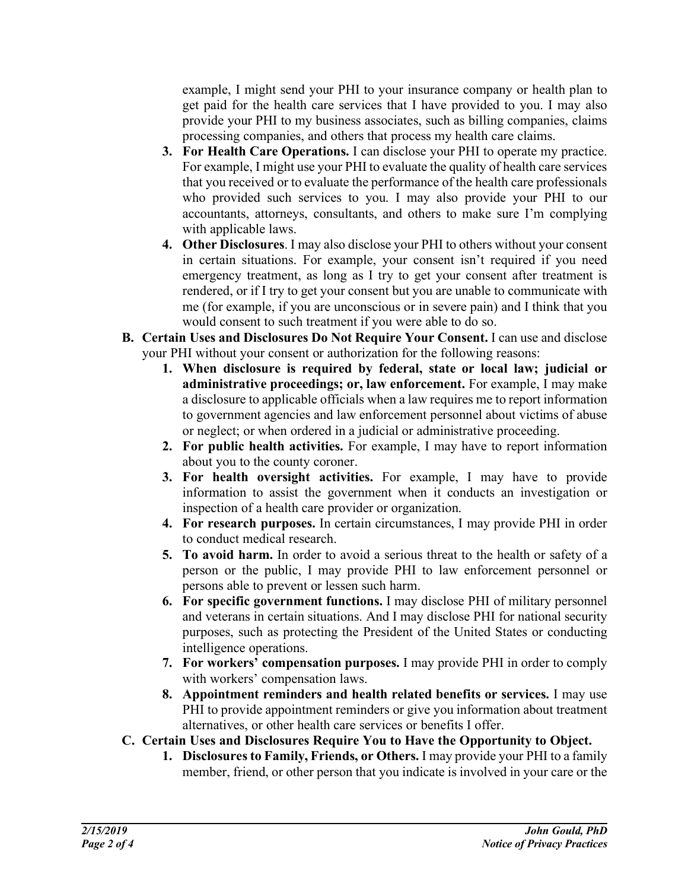example, I might send your PHI to your insurance company or health plan to get paid for the health care services that I have provided to you. I may also provide your PHI to my business associates, such as billing companies, claims processing companies, and others that process my health care claims.

3. **For Health Care Operations.** I can disclose your PHI to operate my practice. For example, I might use your PHI to evaluate the quality of health care services that you received or to evaluate the performance of the health care professionals who provided such services to you. I may also provide your PHI to our accountants, attorneys, consultants, and others to make sure I'm complying with applicable laws.
4. **Other Disclosures**. I may also disclose your PHI to others without your consent in certain situations. For example, your consent isn't required if you need emergency treatment, as long as I try to get your consent after treatment is rendered, or if I try to get your consent but you are unable to communicate with me (for example, if you are unconscious or in severe pain) and I think that you would consent to such treatment if you were able to do so.

**B. Certain Uses and Disclosures Do Not Require Your Consent.** I can use and disclose your PHI without your consent or authorization for the following reasons:

1. **When disclosure is required by federal, state or local law; judicial or administrative proceedings; or, law enforcement.** For example, I may make a disclosure to applicable officials when a law requires me to report information to government agencies and law enforcement personnel about victims of abuse or neglect; or when ordered in a judicial or administrative proceeding.
2. **For public health activities.** For example, I may have to report information about you to the county coroner.
3. **For health oversight activities.** For example, I may have to provide information to assist the government when it conducts an investigation or inspection of a health care provider or organization.
4. **For research purposes.** In certain circumstances, I may provide PHI in order to conduct medical research.
5. **To avoid harm.** In order to avoid a serious threat to the health or safety of a person or the public, I may provide PHI to law enforcement personnel or persons able to prevent or lessen such harm.
6. **For specific government functions.** I may disclose PHI of military personnel and veterans in certain situations. And I may disclose PHI for national security purposes, such as protecting the President of the United States or conducting intelligence operations.
7. **For workers' compensation purposes.** I may provide PHI in order to comply with workers' compensation laws.
8. **Appointment reminders and health related benefits or services.** I may use PHI to provide appointment reminders or give you information about treatment alternatives, or other health care services or benefits I offer.

**C. Certain Uses and Disclosures Require You to Have the Opportunity to Object.**

1. **Disclosures to Family, Friends, or Others.** I may provide your PHI to a family member, friend, or other person that you indicate is involved in your care or the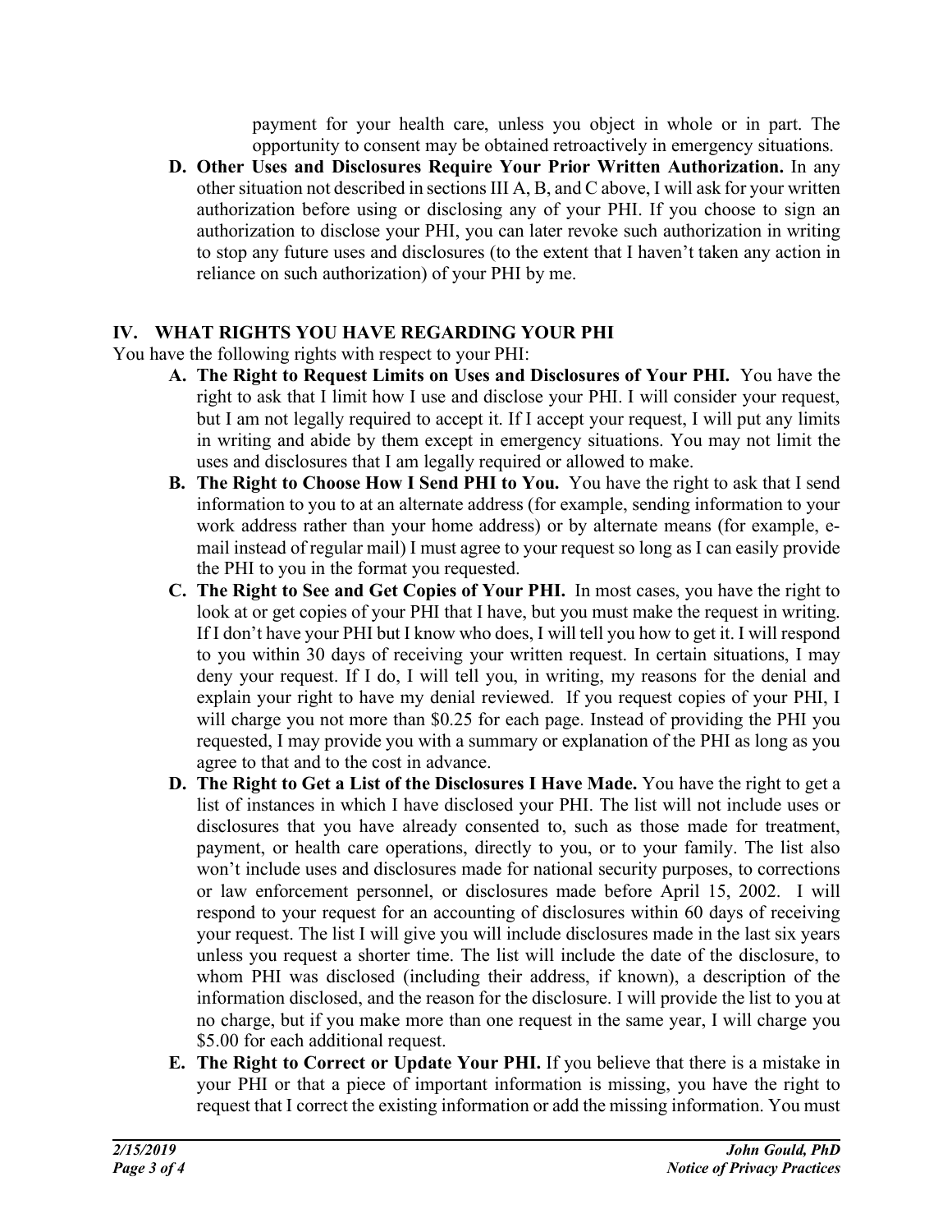payment for your health care, unless you object in whole or in part. The opportunity to consent may be obtained retroactively in emergency situations.

**D. Other Uses and Disclosures Require Your Prior Written Authorization.** In any other situation not described in sections III A, B, and C above, I will ask for your written authorization before using or disclosing any of your PHI. If you choose to sign an authorization to disclose your PHI, you can later revoke such authorization in writing to stop any future uses and disclosures (to the extent that I haven't taken any action in reliance on such authorization) of your PHI by me.

## IV. WHAT RIGHTS YOU HAVE REGARDING YOUR PHI

You have the following rights with respect to your PHI:

**A. The Right to Request Limits on Uses and Disclosures of Your PHI.** You have the right to ask that I limit how I use and disclose your PHI. I will consider your request, but I am not legally required to accept it. If I accept your request, I will put any limits in writing and abide by them except in emergency situations. You may not limit the uses and disclosures that I am legally required or allowed to make.

**B. The Right to Choose How I Send PHI to You.** You have the right to ask that I send information to you to at an alternate address (for example, sending information to your work address rather than your home address) or by alternate means (for example, e-mail instead of regular mail) I must agree to your request so long as I can easily provide the PHI to you in the format you requested.

**C. The Right to See and Get Copies of Your PHI.** In most cases, you have the right to look at or get copies of your PHI that I have, but you must make the request in writing. If I don't have your PHI but I know who does, I will tell you how to get it. I will respond to you within 30 days of receiving your written request. In certain situations, I may deny your request. If I do, I will tell you, in writing, my reasons for the denial and explain your right to have my denial reviewed. If you request copies of your PHI, I will charge you not more than $0.25 for each page. Instead of providing the PHI you requested, I may provide you with a summary or explanation of the PHI as long as you agree to that and to the cost in advance.

**D. The Right to Get a List of the Disclosures I Have Made.** You have the right to get a list of instances in which I have disclosed your PHI. The list will not include uses or disclosures that you have already consented to, such as those made for treatment, payment, or health care operations, directly to you, or to your family. The list also won't include uses and disclosures made for national security purposes, to corrections or law enforcement personnel, or disclosures made before April 15, 2002. I will respond to your request for an accounting of disclosures within 60 days of receiving your request. The list I will give you will include disclosures made in the last six years unless you request a shorter time. The list will include the date of the disclosure, to whom PHI was disclosed (including their address, if known), a description of the information disclosed, and the reason for the disclosure. I will provide the list to you at no charge, but if you make more than one request in the same year, I will charge you $5.00 for each additional request.

**E. The Right to Correct or Update Your PHI.** If you believe that there is a mistake in your PHI or that a piece of important information is missing, you have the right to request that I correct the existing information or add the missing information. You must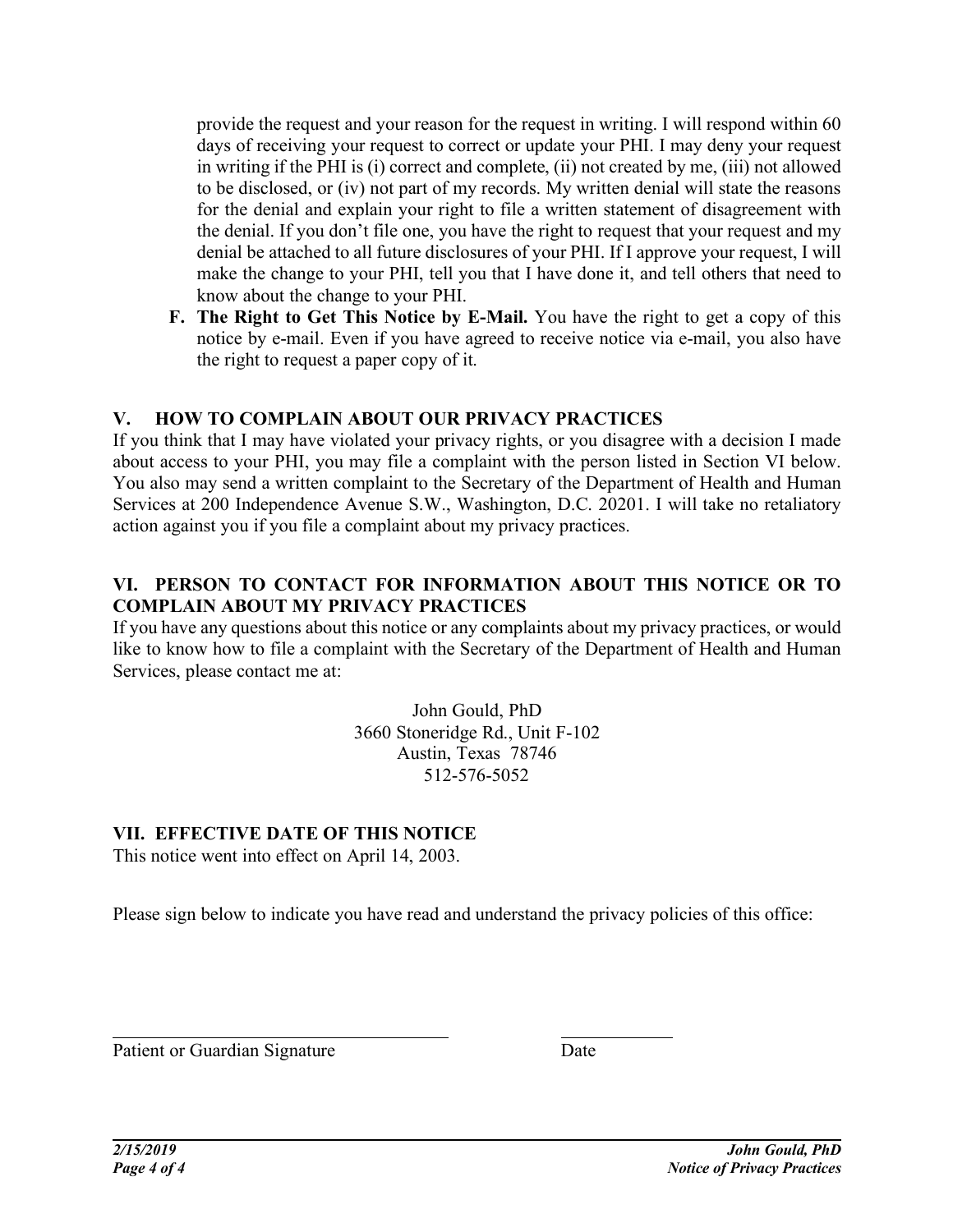provide the request and your reason for the request in writing. I will respond within 60 days of receiving your request to correct or update your PHI. I may deny your request in writing if the PHI is (i) correct and complete, (ii) not created by me, (iii) not allowed to be disclosed, or (iv) not part of my records. My written denial will state the reasons for the denial and explain your right to file a written statement of disagreement with the denial. If you don't file one, you have the right to request that your request and my denial be attached to all future disclosures of your PHI. If I approve your request, I will make the change to your PHI, tell you that I have done it, and tell others that need to know about the change to your PHI.

**F. The Right to Get This Notice by E-Mail.** You have the right to get a copy of this notice by e-mail. Even if you have agreed to receive notice via e-mail, you also have the right to request a paper copy of it.

## V. HOW TO COMPLAIN ABOUT OUR PRIVACY PRACTICES

If you think that I may have violated your privacy rights, or you disagree with a decision I made about access to your PHI, you may file a complaint with the person listed in Section VI below. You also may send a written complaint to the Secretary of the Department of Health and Human Services at 200 Independence Avenue S.W., Washington, D.C. 20201. I will take no retaliatory action against you if you file a complaint about my privacy practices.

## VI. PERSON TO CONTACT FOR INFORMATION ABOUT THIS NOTICE OR TO COMPLAIN ABOUT MY PRIVACY PRACTICES

If you have any questions about this notice or any complaints about my privacy practices, or would like to know how to file a complaint with the Secretary of the Department of Health and Human Services, please contact me at:

John Gould, PhD
3660 Stoneridge Rd., Unit F-102
Austin, Texas 78746
512-576-5052

## VII. EFFECTIVE DATE OF THIS NOTICE

This notice went into effect on April 14, 2003.

Please sign below to indicate you have read and understand the privacy policies of this office:

_________________________________ ____________

Patient or Guardian Signature Date